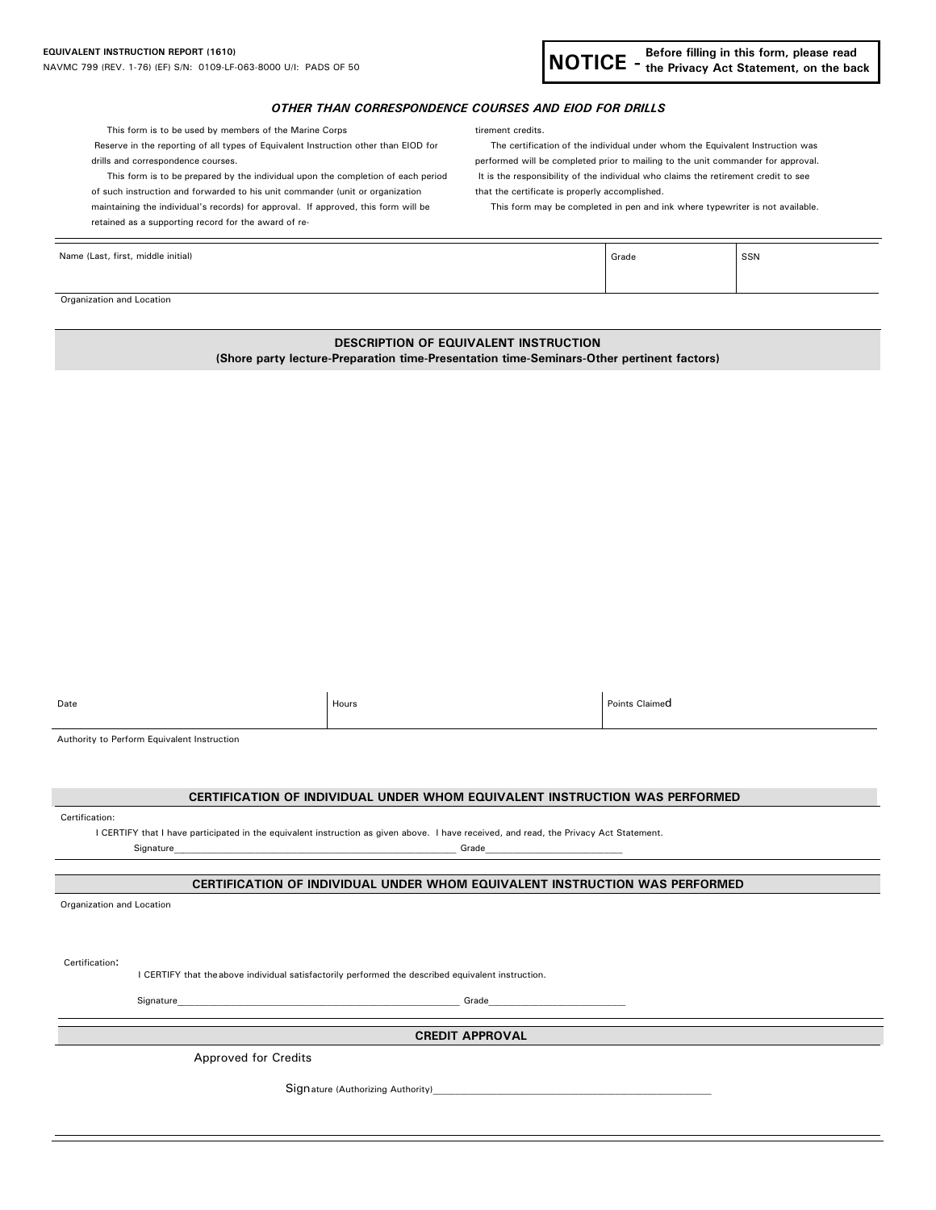**EQUIVALENT INSTRUCTION REPORT (1610)**
NAVMC 799 (REV. 1-76) (EF) S/N: 0109-LF-063-8000 U/I: PADS OF 50

**NOTICE** - **Before filling in this form, please read the Privacy Act Statement, on the back**

***OTHER THAN CORRESPONDENCE COURSES AND EIOD FOR DRILLS***

This form is to be used by members of the Marine Corps Reserve in the reporting of all types of Equivalent Instruction other than EIOD for drills and correspondence courses.

This form is to be prepared by the individual upon the completion of each period of such instruction and forwarded to his unit commander (unit or organization maintaining the individual's records) for approval. If approved, this form will be retained as a supporting record for the award of retirement credits.

The certification of the individual under whom the Equivalent Instruction was performed will be completed prior to mailing to the unit commander for approval. It is the responsibility of the individual who claims the retirement credit to see that the certificate is properly accomplished.

This form may be completed in pen and ink where typewriter is not available.

| Name (Last, first, middle initial) | Grade | SSN |
|---|---|---|
| | | |

Organization and Location

**DESCRIPTION OF EQUIVALENT INSTRUCTION**
**(Shore party lecture-Preparation time-Presentation time-Seminars-Other pertinent factors)**

| Date | Hours | Points Claimed |
|---|---|---|
| | | |

Authority to Perform Equivalent Instruction

**CERTIFICATION OF INDIVIDUAL UNDER WHOM EQUIVALENT INSTRUCTION WAS PERFORMED**

Certification:

I CERTIFY that I have participated in the equivalent instruction as given above. I have received, and read, the Privacy Act Statement.

Signature\_\_\_\_\_\_\_\_\_\_\_\_\_\_\_\_\_\_\_\_\_\_\_\_\_\_\_\_\_\_ Grade\_\_\_\_\_\_\_\_\_\_\_\_\_\_\_\_

**CERTIFICATION OF INDIVIDUAL UNDER WHOM EQUIVALENT INSTRUCTION WAS PERFORMED**

Organization and Location

Certification:

I CERTIFY that the above individual satisfactorily performed the described equivalent instruction.

Signature\_\_\_\_\_\_\_\_\_\_\_\_\_\_\_\_\_\_\_\_\_\_\_\_\_\_\_\_\_\_ Grade\_\_\_\_\_\_\_\_\_\_\_\_\_\_\_\_

**CREDIT APPROVAL**

Approved for Credits

Signature (Authorizing Authority)\_\_\_\_\_\_\_\_\_\_\_\_\_\_\_\_\_\_\_\_\_\_\_\_\_\_\_\_\_\_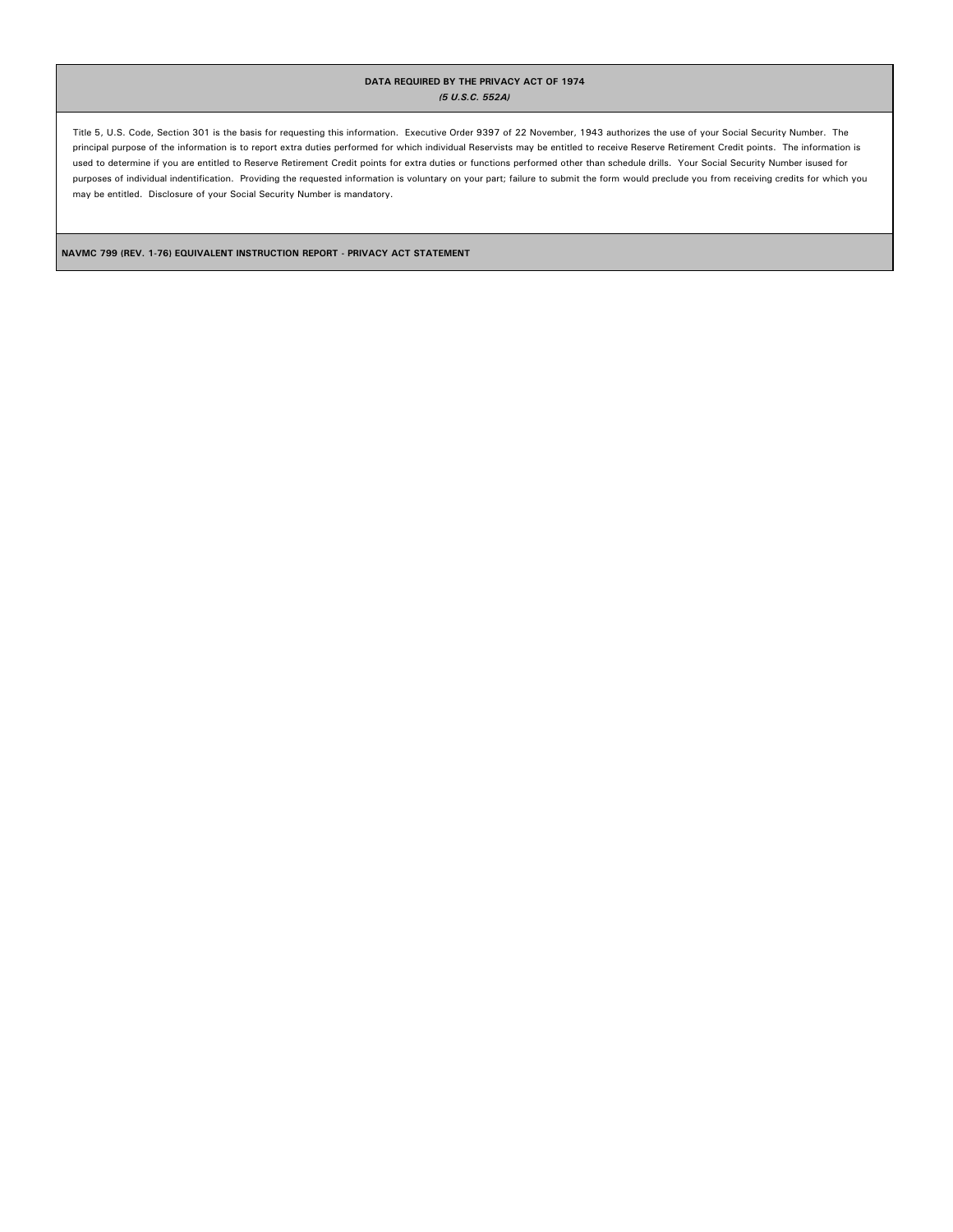## DATA REQUIRED BY THE PRIVACY ACT OF 1974

***(5 U.S.C. 552A)***

Title 5, U.S. Code, Section 301 is the basis for requesting this information. Executive Order 9397 of 22 November, 1943 authorizes the use of your Social Security Number. The principal purpose of the information is to report extra duties performed for which individual Reservists may be entitled to receive Reserve Retirement Credit points. The information is used to determine if you are entitled to Reserve Retirement Credit points for extra duties or functions performed other than schedule drills. Your Social Security Number isused for purposes of individual indentification. Providing the requested information is voluntary on your part; failure to submit the form would preclude you from receiving credits for which you may be entitled. Disclosure of your Social Security Number is mandatory.

**NAVMC 799 (REV. 1-76) EQUIVALENT INSTRUCTION REPORT - PRIVACY ACT STATEMENT**